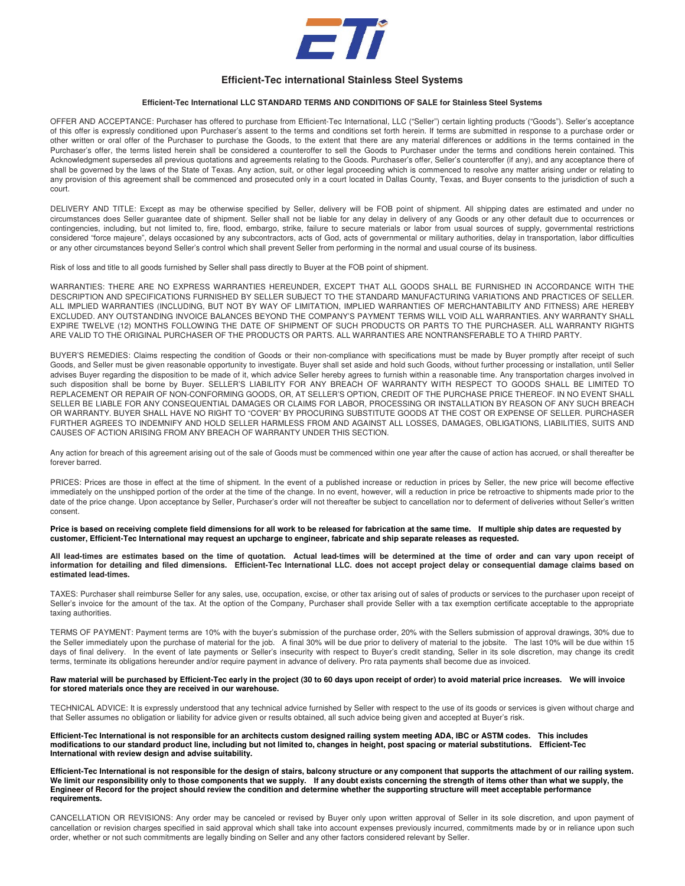# Efficient-Tec international Stainless Steel Systems

**Efficient-Tec International LLC STANDARD TERMS AND CONDITIONS OF SALE for Stainless Steel Systems**

OFFER AND ACCEPTANCE: Purchaser has offered to purchase from Efficient-Tec International, LLC ("Seller") certain lighting products ("Goods"). Seller's acceptance of this offer is expressly conditioned upon Purchaser's assent to the terms and conditions set forth herein. If terms are submitted in response to a purchase order or other written or oral offer of the Purchaser to purchase the Goods, to the extent that there are any material differences or additions in the terms contained in the Purchaser's offer, the terms listed herein shall be considered a counteroffer to sell the Goods to Purchaser under the terms and conditions herein contained. This Acknowledgment supersedes all previous quotations and agreements relating to the Goods. Purchaser's offer, Seller's counteroffer (if any), and any acceptance there of shall be governed by the laws of the State of Texas. Any action, suit, or other legal proceeding which is commenced to resolve any matter arising under or relating to any provision of this agreement shall be commenced and prosecuted only in a court located in Dallas County, Texas, and Buyer consents to the jurisdiction of such a court.

DELIVERY AND TITLE: Except as may be otherwise specified by Seller, delivery will be FOB point of shipment. All shipping dates are estimated and under no circumstances does Seller guarantee date of shipment. Seller shall not be liable for any delay in delivery of any Goods or any other default due to occurrences or contingencies, including, but not limited to, fire, flood, embargo, strike, failure to secure materials or labor from usual sources of supply, governmental restrictions considered "force majeure", delays occasioned by any subcontractors, acts of God, acts of governmental or military authorities, delay in transportation, labor difficulties or any other circumstances beyond Seller's control which shall prevent Seller from performing in the normal and usual course of its business.

Risk of loss and title to all goods furnished by Seller shall pass directly to Buyer at the FOB point of shipment.

WARRANTIES: THERE ARE NO EXPRESS WARRANTIES HEREUNDER, EXCEPT THAT ALL GOODS SHALL BE FURNISHED IN ACCORDANCE WITH THE DESCRIPTION AND SPECIFICATIONS FURNISHED BY SELLER SUBJECT TO THE STANDARD MANUFACTURING VARIATIONS AND PRACTICES OF SELLER. ALL IMPLIED WARRANTIES (INCLUDING, BUT NOT BY WAY OF LIMITATION, IMPLIED WARRANTIES OF MERCHANTABILITY AND FITNESS) ARE HEREBY EXCLUDED. ANY OUTSTANDING INVOICE BALANCES BEYOND THE COMPANY'S PAYMENT TERMS WILL VOID ALL WARRANTIES. ANY WARRANTY SHALL EXPIRE TWELVE (12) MONTHS FOLLOWING THE DATE OF SHIPMENT OF SUCH PRODUCTS OR PARTS TO THE PURCHASER. ALL WARRANTY RIGHTS ARE VALID TO THE ORIGINAL PURCHASER OF THE PRODUCTS OR PARTS. ALL WARRANTIES ARE NONTRANSFERABLE TO A THIRD PARTY.

BUYER'S REMEDIES: Claims respecting the condition of Goods or their non-compliance with specifications must be made by Buyer promptly after receipt of such Goods, and Seller must be given reasonable opportunity to investigate. Buyer shall set aside and hold such Goods, without further processing or installation, until Seller advises Buyer regarding the disposition to be made of it, which advice Seller hereby agrees to furnish within a reasonable time. Any transportation charges involved in such disposition shall be borne by Buyer. SELLER'S LIABILITY FOR ANY BREACH OF WARRANTY WITH RESPECT TO GOODS SHALL BE LIMITED TO REPLACEMENT OR REPAIR OF NON-CONFORMING GOODS, OR, AT SELLER'S OPTION, CREDIT OF THE PURCHASE PRICE THEREOF. IN NO EVENT SHALL SELLER BE LIABLE FOR ANY CONSEQUENTIAL DAMAGES OR CLAIMS FOR LABOR, PROCESSING OR INSTALLATION BY REASON OF ANY SUCH BREACH OR WARRANTY. BUYER SHALL HAVE NO RIGHT TO "COVER" BY PROCURING SUBSTITUTE GOODS AT THE COST OR EXPENSE OF SELLER. PURCHASER FURTHER AGREES TO INDEMNIFY AND HOLD SELLER HARMLESS FROM AND AGAINST ALL LOSSES, DAMAGES, OBLIGATIONS, LIABILITIES, SUITS AND CAUSES OF ACTION ARISING FROM ANY BREACH OF WARRANTY UNDER THIS SECTION.

Any action for breach of this agreement arising out of the sale of Goods must be commenced within one year after the cause of action has accrued, or shall thereafter be forever barred.

PRICES: Prices are those in effect at the time of shipment. In the event of a published increase or reduction in prices by Seller, the new price will become effective immediately on the unshipped portion of the order at the time of the change. In no event, however, will a reduction in price be retroactive to shipments made prior to the date of the price change. Upon acceptance by Seller, Purchaser's order will not thereafter be subject to cancellation nor to deferment of deliveries without Seller's written consent.

**Price is based on receiving complete field dimensions for all work to be released for fabrication at the same time. If multiple ship dates are requested by customer, Efficient-Tec International may request an upcharge to engineer, fabricate and ship separate releases as requested.**

**All lead-times are estimates based on the time of quotation. Actual lead-times will be determined at the time of order and can vary upon receipt of information for detailing and filed dimensions. Efficient-Tec International LLC. does not accept project delay or consequential damage claims based on estimated lead-times.**

TAXES: Purchaser shall reimburse Seller for any sales, use, occupation, excise, or other tax arising out of sales of products or services to the purchaser upon receipt of Seller's invoice for the amount of the tax. At the option of the Company, Purchaser shall provide Seller with a tax exemption certificate acceptable to the appropriate taxing authorities.

TERMS OF PAYMENT: Payment terms are 10% with the buyer's submission of the purchase order, 20% with the Sellers submission of approval drawings, 30% due to the Seller immediately upon the purchase of material for the job. A final 30% will be due prior to delivery of material to the jobsite. The last 10% will be due within 15 days of final delivery. In the event of late payments or Seller's insecurity with respect to Buyer's credit standing, Seller in its sole discretion, may change its credit terms, terminate its obligations hereunder and/or require payment in advance of delivery. Pro rata payments shall become due as invoiced.

**Raw material will be purchased by Efficient-Tec early in the project (30 to 60 days upon receipt of order) to avoid material price increases. We will invoice for stored materials once they are received in our warehouse.**

TECHNICAL ADVICE: It is expressly understood that any technical advice furnished by Seller with respect to the use of its goods or services is given without charge and that Seller assumes no obligation or liability for advice given or results obtained, all such advice being given and accepted at Buyer's risk.

**Efficient-Tec International is not responsible for an architects custom designed railing system meeting ADA, IBC or ASTM codes. This includes modifications to our standard product line, including but not limited to, changes in height, post spacing or material substitutions. Efficient-Tec International with review design and advise suitability.**

**Efficient-Tec International is not responsible for the design of stairs, balcony structure or any component that supports the attachment of our railing system. We limit our responsibility only to those components that we supply. If any doubt exists concerning the strength of items other than what we supply, the Engineer of Record for the project should review the condition and determine whether the supporting structure will meet acceptable performance requirements.**

CANCELLATION OR REVISIONS: Any order may be canceled or revised by Buyer only upon written approval of Seller in its sole discretion, and upon payment of cancellation or revision charges specified in said approval which shall take into account expenses previously incurred, commitments made by or in reliance upon such order, whether or not such commitments are legally binding on Seller and any other factors considered relevant by Seller.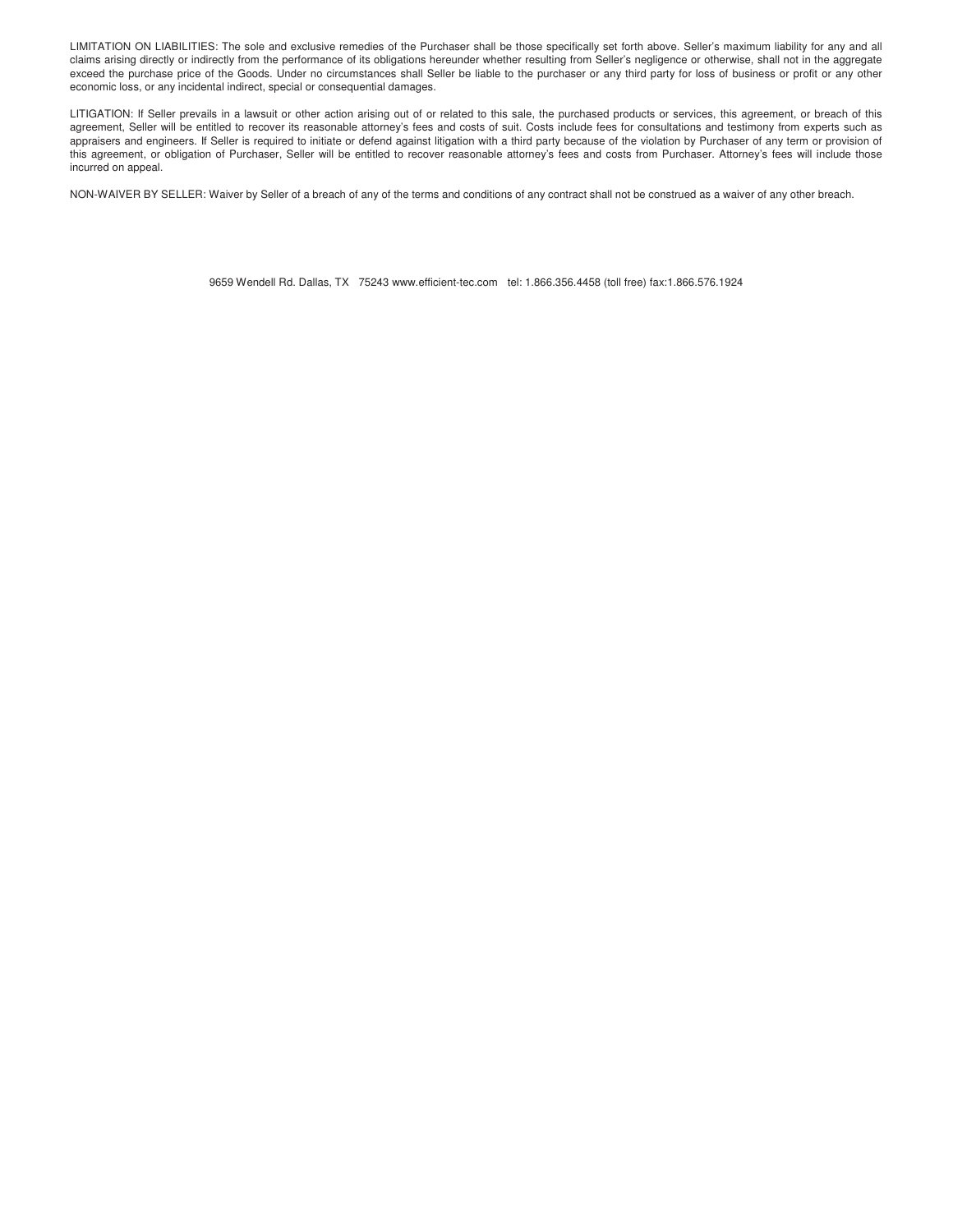LIMITATION ON LIABILITIES: The sole and exclusive remedies of the Purchaser shall be those specifically set forth above. Seller's maximum liability for any and all claims arising directly or indirectly from the performance of its obligations hereunder whether resulting from Seller's negligence or otherwise, shall not in the aggregate exceed the purchase price of the Goods. Under no circumstances shall Seller be liable to the purchaser or any third party for loss of business or profit or any other economic loss, or any incidental indirect, special or consequential damages.

LITIGATION: If Seller prevails in a lawsuit or other action arising out of or related to this sale, the purchased products or services, this agreement, or breach of this agreement, Seller will be entitled to recover its reasonable attorney's fees and costs of suit. Costs include fees for consultations and testimony from experts such as appraisers and engineers. If Seller is required to initiate or defend against litigation with a third party because of the violation by Purchaser of any term or provision of this agreement, or obligation of Purchaser, Seller will be entitled to recover reasonable attorney's fees and costs from Purchaser. Attorney's fees will include those incurred on appeal.

NON-WAIVER BY SELLER: Waiver by Seller of a breach of any of the terms and conditions of any contract shall not be construed as a waiver of any other breach.

9659 Wendell Rd. Dallas, TX 75243 www.efficient-tec.com tel: 1.866.356.4458 (toll free) fax:1.866.576.1924